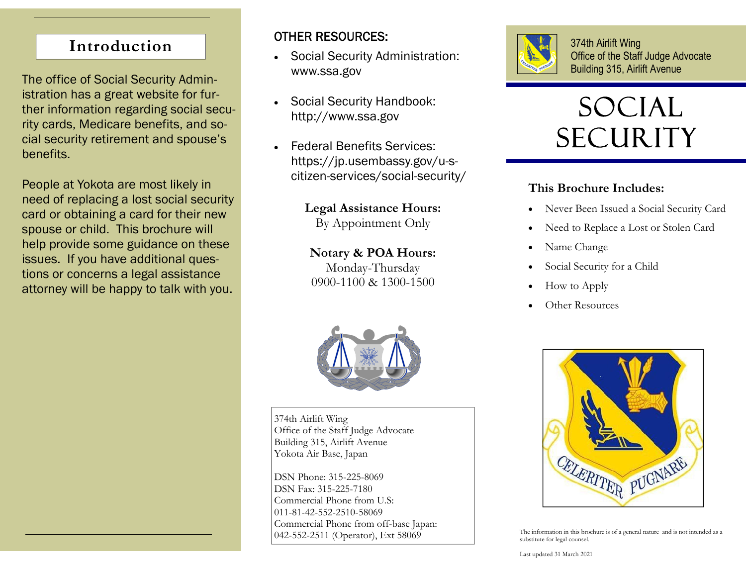## Introduction

The office of Social Security Administration has a great website for further information regarding social security cards, Medicare benefits, and social security retirement and spouse's benefits.

People at Yokota are most likely in need of replacing a lost social security card or obtaining a card for their new spouse or child. This brochure will help provide some guidance on these issues. If you have additional questions or concerns a legal assistance attorney will be happy to talk with you.

## OTHER RESOURCES:

- Social Security Administration: www.ssa.gov
- Social Security Handbook: http://www.ssa.gov
- Federal Benefits Services: https://jp.usembassy.gov/u-s-citizen-services/social-security/

**Legal Assistance Hours:**
By Appointment Only

**Notary & POA Hours:**
Monday-Thursday
0900-1100 & 1300-1500

374th Airlift Wing
Office of the Staff Judge Advocate
Building 315, Airlift Avenue
Yokota Air Base, Japan

DSN Phone: 315-225-8069
DSN Fax: 315-225-7180
Commercial Phone from U.S:
011-81-42-552-2510-58069
Commercial Phone from off-base Japan:
042-552-2511 (Operator), Ext 58069

374th Airlift Wing
Office of the Staff Judge Advocate
Building 315, Airlift Avenue

# SOCIAL SECURITY

### This Brochure Includes:

- Never Been Issued a Social Security Card
- Need to Replace a Lost or Stolen Card
- Name Change
- Social Security for a Child
- How to Apply
- Other Resources

CELERITER PUGNARE

The information in this brochure is of a general nature and is not intended as a substitute for legal counsel.

Last updated 31 March 2021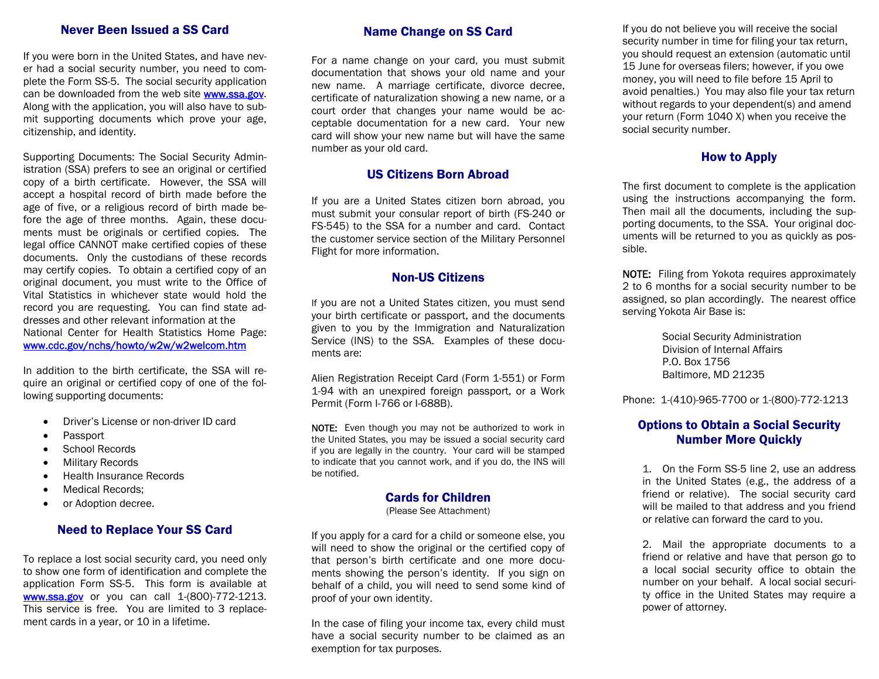## Never Been Issued a SS Card

If you were born in the United States, and have never had a social security number, you need to complete the Form SS-5. The social security application can be downloaded from the web site www.ssa.gov. Along with the application, you will also have to submit supporting documents which prove your age, citizenship, and identity.

Supporting Documents: The Social Security Administration (SSA) prefers to see an original or certified copy of a birth certificate. However, the SSA will accept a hospital record of birth made before the age of five, or a religious record of birth made before the age of three months. Again, these documents must be originals or certified copies. The legal office CANNOT make certified copies of these documents. Only the custodians of these records may certify copies. To obtain a certified copy of an original document, you must write to the Office of Vital Statistics in whichever state would hold the record you are requesting. You can find state addresses and other relevant information at the National Center for Health Statistics Home Page: www.cdc.gov/nchs/howto/w2w/w2welcom.htm

In addition to the birth certificate, the SSA will require an original or certified copy of one of the following supporting documents:

- Driver's License or non-driver ID card
- Passport
- School Records
- Military Records
- Health Insurance Records
- Medical Records;
- or Adoption decree.

## Need to Replace Your SS Card

To replace a lost social security card, you need only to show one form of identification and complete the application Form SS-5. This form is available at www.ssa.gov or you can call 1-(800)-772-1213. This service is free. You are limited to 3 replacement cards in a year, or 10 in a lifetime.

## Name Change on SS Card

For a name change on your card, you must submit documentation that shows your old name and your new name. A marriage certificate, divorce decree, certificate of naturalization showing a new name, or a court order that changes your name would be acceptable documentation for a new card. Your new card will show your new name but will have the same number as your old card.

## US Citizens Born Abroad

If you are a United States citizen born abroad, you must submit your consular report of birth (FS-240 or FS-545) to the SSA for a number and card. Contact the customer service section of the Military Personnel Flight for more information.

## Non-US Citizens

If you are not a United States citizen, you must send your birth certificate or passport, and the documents given to you by the Immigration and Naturalization Service (INS) to the SSA. Examples of these documents are:

Alien Registration Receipt Card (Form 1-551) or Form 1-94 with an unexpired foreign passport, or a Work Permit (Form I-766 or I-688B).

NOTE: Even though you may not be authorized to work in the United States, you may be issued a social security card if you are legally in the country. Your card will be stamped to indicate that you cannot work, and if you do, the INS will be notified.

## Cards for Children

(Please See Attachment)

If you apply for a card for a child or someone else, you will need to show the original or the certified copy of that person's birth certificate and one more documents showing the person's identity. If you sign on behalf of a child, you will need to send some kind of proof of your own identity.

In the case of filing your income tax, every child must have a social security number to be claimed as an exemption for tax purposes.

If you do not believe you will receive the social security number in time for filing your tax return, you should request an extension (automatic until 15 June for overseas filers; however, if you owe money, you will need to file before 15 April to avoid penalties.) You may also file your tax return without regards to your dependent(s) and amend your return (Form 1040 X) when you receive the social security number.

## How to Apply

The first document to complete is the application using the instructions accompanying the form. Then mail all the documents, including the supporting documents, to the SSA. Your original documents will be returned to you as quickly as possible.

NOTE: Filing from Yokota requires approximately 2 to 6 months for a social security number to be assigned, so plan accordingly. The nearest office serving Yokota Air Base is:

Social Security Administration
Division of Internal Affairs
P.O. Box 1756
Baltimore, MD 21235

Phone: 1-(410)-965-7700 or 1-(800)-772-1213

## Options to Obtain a Social Security Number More Quickly

1. On the Form SS-5 line 2, use an address in the United States (e.g., the address of a friend or relative). The social security card will be mailed to that address and you friend or relative can forward the card to you.

2. Mail the appropriate documents to a friend or relative and have that person go to a local social security office to obtain the number on your behalf. A local social security office in the United States may require a power of attorney.